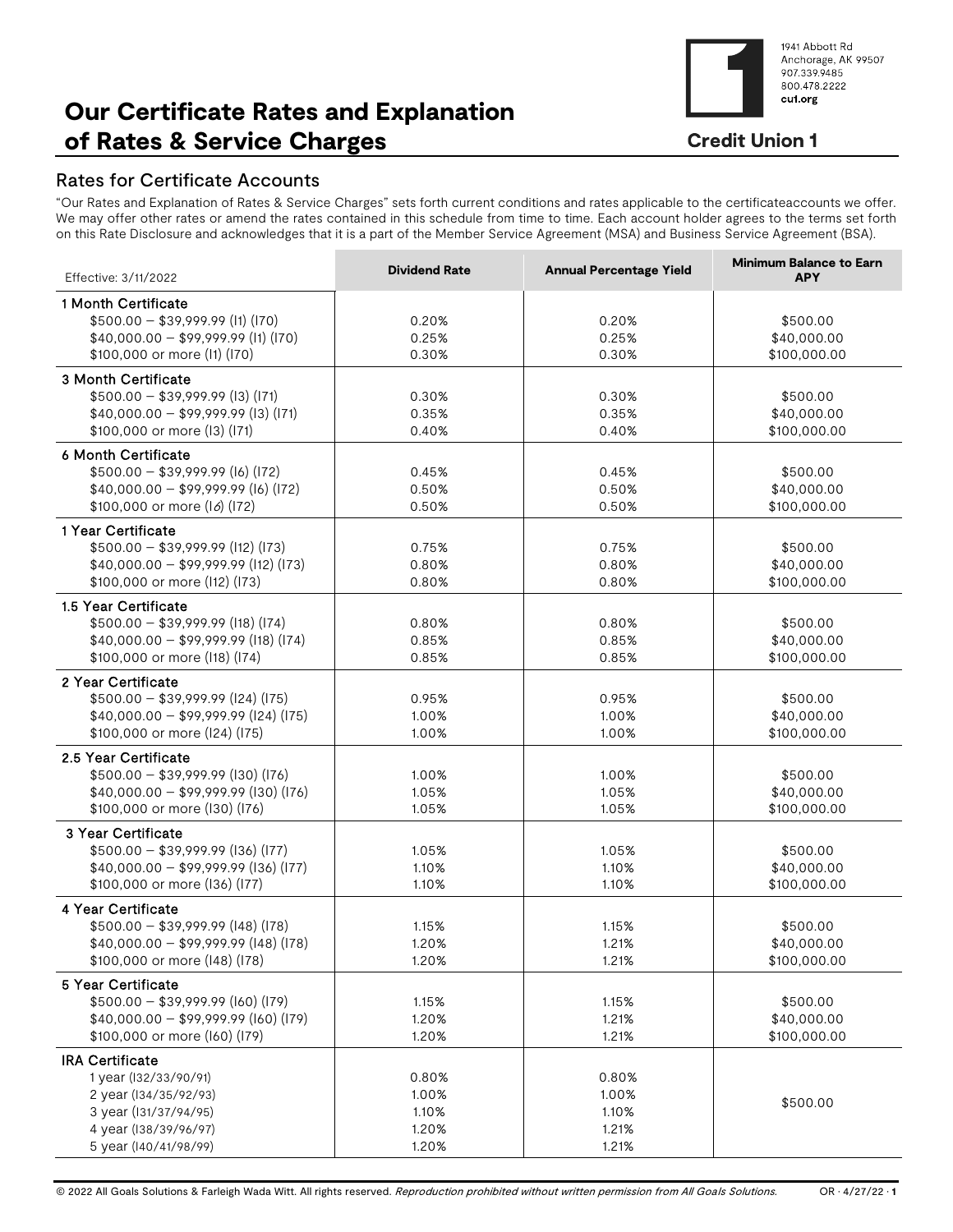# Our Certificate Rates and Explanation of Rates & Service Charges

1941 Abbott Rd
Anchorage, AK 99507
907.339.9485
800.478.2222
cu1.org

**Credit Union 1**

## Rates for Certificate Accounts

"Our Rates and Explanation of Rates & Service Charges" sets forth current conditions and rates applicable to the certificateaccounts we offer. We may offer other rates or amend the rates contained in this schedule from time to time. Each account holder agrees to the terms set forth on this Rate Disclosure and acknowledges that it is a part of the Member Service Agreement (MSA) and Business Service Agreement (BSA).

| Effective: 3/11/2022 | Dividend Rate | Annual Percentage Yield | Minimum Balance to Earn APY |
|---|---|---|---|
| **1 Month Certificate** | | | |
| $500.00 – $39,999.99 (I1) (I70) | 0.20% | 0.20% | $500.00 |
| $40,000.00 – $99,999.99 (I1) (I70) | 0.25% | 0.25% | $40,000.00 |
| $100,000 or more (I1) (I70) | 0.30% | 0.30% | $100,000.00 |
| **3 Month Certificate** | | | |
| $500.00 – $39,999.99 (I3) (I71) | 0.30% | 0.30% | $500.00 |
| $40,000.00 – $99,999.99 (I3) (I71) | 0.35% | 0.35% | $40,000.00 |
| $100,000 or more (I3) (I71) | 0.40% | 0.40% | $100,000.00 |
| **6 Month Certificate** | | | |
| $500.00 – $39,999.99 (I6) (I72) | 0.45% | 0.45% | $500.00 |
| $40,000.00 – $99,999.99 (I6) (I72) | 0.50% | 0.50% | $40,000.00 |
| $100,000 or more (I6) (I72) | 0.50% | 0.50% | $100,000.00 |
| **1 Year Certificate** | | | |
| $500.00 – $39,999.99 (I12) (I73) | 0.75% | 0.75% | $500.00 |
| $40,000.00 – $99,999.99 (I12) (I73) | 0.80% | 0.80% | $40,000.00 |
| $100,000 or more (I12) (I73) | 0.80% | 0.80% | $100,000.00 |
| **1.5 Year Certificate** | | | |
| $500.00 – $39,999.99 (I18) (I74) | 0.80% | 0.80% | $500.00 |
| $40,000.00 – $99,999.99 (I18) (I74) | 0.85% | 0.85% | $40,000.00 |
| $100,000 or more (I18) (I74) | 0.85% | 0.85% | $100,000.00 |
| **2 Year Certificate** | | | |
| $500.00 – $39,999.99 (I24) (I75) | 0.95% | 0.95% | $500.00 |
| $40,000.00 – $99,999.99 (I24) (I75) | 1.00% | 1.00% | $40,000.00 |
| $100,000 or more (I24) (I75) | 1.00% | 1.00% | $100,000.00 |
| **2.5 Year Certificate** | | | |
| $500.00 – $39,999.99 (I30) (I76) | 1.00% | 1.00% | $500.00 |
| $40,000.00 – $99,999.99 (I30) (I76) | 1.05% | 1.05% | $40,000.00 |
| $100,000 or more (I30) (I76) | 1.05% | 1.05% | $100,000.00 |
| **3 Year Certificate** | | | |
| $500.00 – $39,999.99 (I36) (I77) | 1.05% | 1.05% | $500.00 |
| $40,000.00 – $99,999.99 (I36) (I77) | 1.10% | 1.10% | $40,000.00 |
| $100,000 or more (I36) (I77) | 1.10% | 1.10% | $100,000.00 |
| **4 Year Certificate** | | | |
| $500.00 – $39,999.99 (I48) (I78) | 1.15% | 1.15% | $500.00 |
| $40,000.00 – $99,999.99 (I48) (I78) | 1.20% | 1.21% | $40,000.00 |
| $100,000 or more (I48) (I78) | 1.20% | 1.21% | $100,000.00 |
| **5 Year Certificate** | | | |
| $500.00 – $39,999.99 (I60) (I79) | 1.15% | 1.15% | $500.00 |
| $40,000.00 – $99,999.99 (I60) (I79) | 1.20% | 1.21% | $40,000.00 |
| $100,000 or more (I60) (I79) | 1.20% | 1.21% | $100,000.00 |
| **IRA Certificate** | | | |
| 1 year (I32/33/90/91) | 0.80% | 0.80% | $500.00 |
| 2 year (I34/35/92/93) | 1.00% | 1.00% | |
| 3 year (I31/37/94/95) | 1.10% | 1.10% | |
| 4 year (I38/39/96/97) | 1.20% | 1.21% | |
| 5 year (I40/41/98/99) | 1.20% | 1.21% | |

© 2022 All Goals Solutions & Farleigh Wada Witt. All rights reserved. *Reproduction prohibited without written permission from All Goals Solutions.* OR · 4/27/22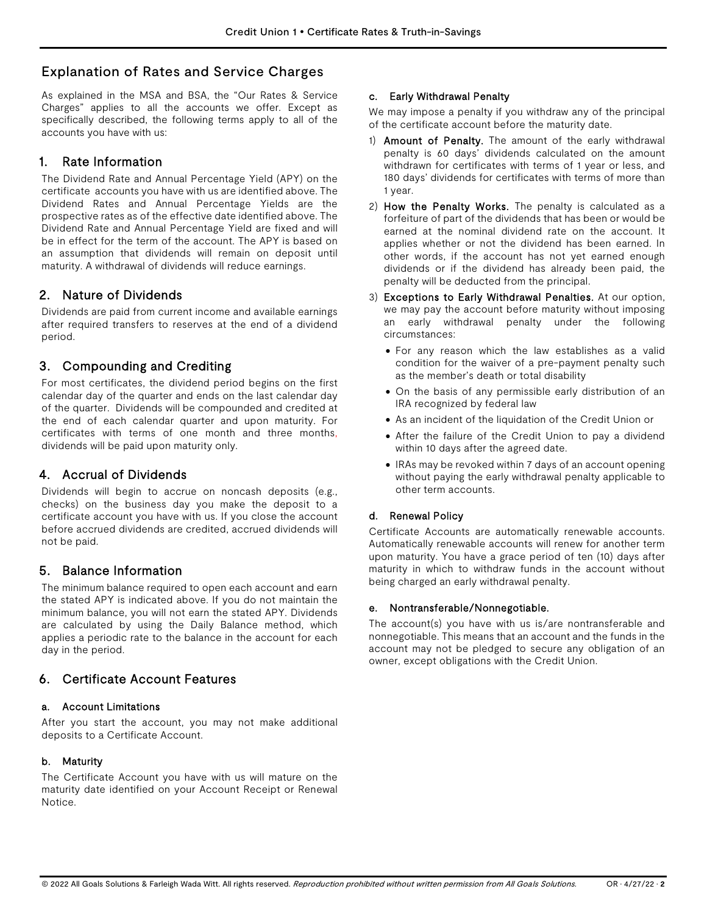## Explanation of Rates and Service Charges

As explained in the MSA and BSA, the "Our Rates & Service Charges" applies to all the accounts we offer. Except as specifically described, the following terms apply to all of the accounts you have with us:

### 1. Rate Information

The Dividend Rate and Annual Percentage Yield (APY) on the certificate accounts you have with us are identified above. The Dividend Rates and Annual Percentage Yields are the prospective rates as of the effective date identified above. The Dividend Rate and Annual Percentage Yield are fixed and will be in effect for the term of the account. The APY is based on an assumption that dividends will remain on deposit until maturity. A withdrawal of dividends will reduce earnings.

### 2. Nature of Dividends

Dividends are paid from current income and available earnings after required transfers to reserves at the end of a dividend period.

### 3. Compounding and Crediting

For most certificates, the dividend period begins on the first calendar day of the quarter and ends on the last calendar day of the quarter. Dividends will be compounded and credited at the end of each calendar quarter and upon maturity. For certificates with terms of one month and three months, dividends will be paid upon maturity only.

### 4. Accrual of Dividends

Dividends will begin to accrue on noncash deposits (e.g., checks) on the business day you make the deposit to a certificate account you have with us. If you close the account before accrued dividends are credited, accrued dividends will not be paid.

### 5. Balance Information

The minimum balance required to open each account and earn the stated APY is indicated above. If you do not maintain the minimum balance, you will not earn the stated APY. Dividends are calculated by using the Daily Balance method, which applies a periodic rate to the balance in the account for each day in the period.

### 6. Certificate Account Features

#### a. Account Limitations

After you start the account, you may not make additional deposits to a Certificate Account.

#### b. Maturity

The Certificate Account you have with us will mature on the maturity date identified on your Account Receipt or Renewal Notice.

#### c. Early Withdrawal Penalty

We may impose a penalty if you withdraw any of the principal of the certificate account before the maturity date.

1) **Amount of Penalty.** The amount of the early withdrawal penalty is 60 days' dividends calculated on the amount withdrawn for certificates with terms of 1 year or less, and 180 days' dividends for certificates with terms of more than 1 year.
2) **How the Penalty Works.** The penalty is calculated as a forfeiture of part of the dividends that has been or would be earned at the nominal dividend rate on the account. It applies whether or not the dividend has been earned. In other words, if the account has not yet earned enough dividends or if the dividend has already been paid, the penalty will be deducted from the principal.
3) **Exceptions to Early Withdrawal Penalties.** At our option, we may pay the account before maturity without imposing an early withdrawal penalty under the following circumstances:
   - For any reason which the law establishes as a valid condition for the waiver of a pre-payment penalty such as the member's death or total disability
   - On the basis of any permissible early distribution of an IRA recognized by federal law
   - As an incident of the liquidation of the Credit Union or
   - After the failure of the Credit Union to pay a dividend within 10 days after the agreed date.
   - IRAs may be revoked within 7 days of an account opening without paying the early withdrawal penalty applicable to other term accounts.

#### d. Renewal Policy

Certificate Accounts are automatically renewable accounts. Automatically renewable accounts will renew for another term upon maturity. You have a grace period of ten (10) days after maturity in which to withdraw funds in the account without being charged an early withdrawal penalty.

#### e. Nontransferable/Nonnegotiable.

The account(s) you have with us is/are nontransferable and nonnegotiable. This means that an account and the funds in the account may not be pledged to secure any obligation of an owner, except obligations with the Credit Union.

© 2022 All Goals Solutions & Farleigh Wada Witt. All rights reserved. *Reproduction prohibited without written permission from All Goals Solutions.*